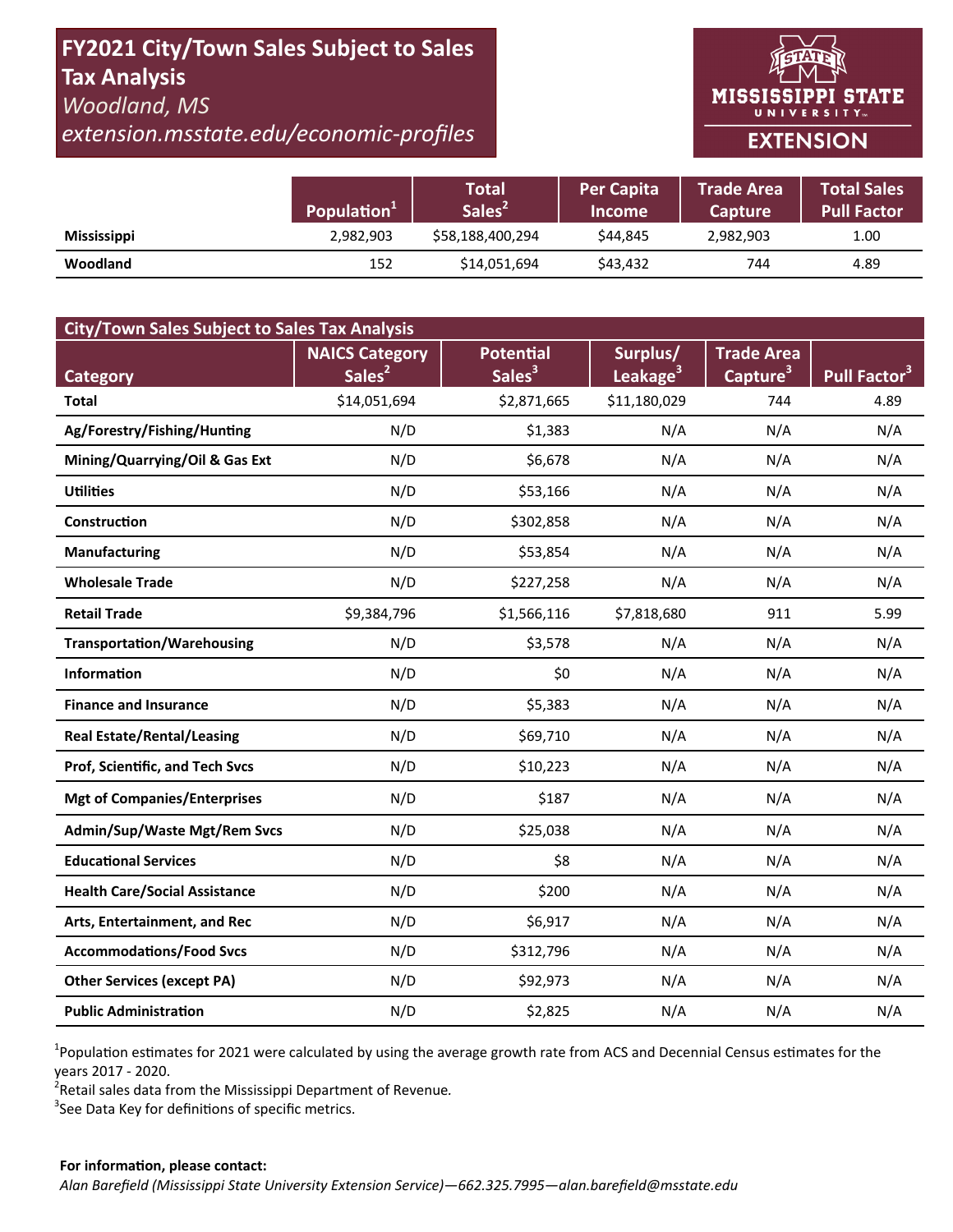# FY2021 City/Town Sales Subject to Sales Tax Analysis

*Woodland, MS*

*extension.msstate.edu/economic-profiles*

MISSISSIPPI STATE UNIVERSITY EXTENSION

| | Population[1] | Total Sales[2] | Per Capita Income | Trade Area Capture | Total Sales Pull Factor |
|---|---|---|---|---|---|
| **Mississippi** | 2,982,903 | $58,188,400,294 | $44,845 | 2,982,903 | 1.00 |
| **Woodland** | 152 | $14,051,694 | $43,432 | 744 | 4.89 |

| City/Town Sales Subject to Sales Tax Analysis | | | | | |
|---|---|---|---|---|---|
| **Category** | **NAICS Category Sales[2]** | **Potential Sales[3]** | **Surplus/ Leakage[3]** | **Trade Area Capture[3]** | **Pull Factor[3]** |
| **Total** | $14,051,694 | $2,871,665 | $11,180,029 | 744 | 4.89 |
| **Ag/Forestry/Fishing/Hunting** | N/D | $1,383 | N/A | N/A | N/A |
| **Mining/Quarrying/Oil & Gas Ext** | N/D | $6,678 | N/A | N/A | N/A |
| **Utilities** | N/D | $53,166 | N/A | N/A | N/A |
| **Construction** | N/D | $302,858 | N/A | N/A | N/A |
| **Manufacturing** | N/D | $53,854 | N/A | N/A | N/A |
| **Wholesale Trade** | N/D | $227,258 | N/A | N/A | N/A |
| **Retail Trade** | $9,384,796 | $1,566,116 | $7,818,680 | 911 | 5.99 |
| **Transportation/Warehousing** | N/D | $3,578 | N/A | N/A | N/A |
| **Information** | N/D | $0 | N/A | N/A | N/A |
| **Finance and Insurance** | N/D | $5,383 | N/A | N/A | N/A |
| **Real Estate/Rental/Leasing** | N/D | $69,710 | N/A | N/A | N/A |
| **Prof, Scientific, and Tech Svcs** | N/D | $10,223 | N/A | N/A | N/A |
| **Mgt of Companies/Enterprises** | N/D | $187 | N/A | N/A | N/A |
| **Admin/Sup/Waste Mgt/Rem Svcs** | N/D | $25,038 | N/A | N/A | N/A |
| **Educational Services** | N/D | $8 | N/A | N/A | N/A |
| **Health Care/Social Assistance** | N/D | $200 | N/A | N/A | N/A |
| **Arts, Entertainment, and Rec** | N/D | $6,917 | N/A | N/A | N/A |
| **Accommodations/Food Svcs** | N/D | $312,796 | N/A | N/A | N/A |
| **Other Services (except PA)** | N/D | $92,973 | N/A | N/A | N/A |
| **Public Administration** | N/D | $2,825 | N/A | N/A | N/A |

[1]Population estimates for 2021 were calculated by using the average growth rate from ACS and Decennial Census estimates for the years 2017 - 2020.

[2]Retail sales data from the Mississippi Department of Revenue.

[3]See Data Key for definitions of specific metrics.

**For information, please contact:**

*Alan Barefield (Mississippi State University Extension Service)—662.325.7995—alan.barefield@msstate.edu*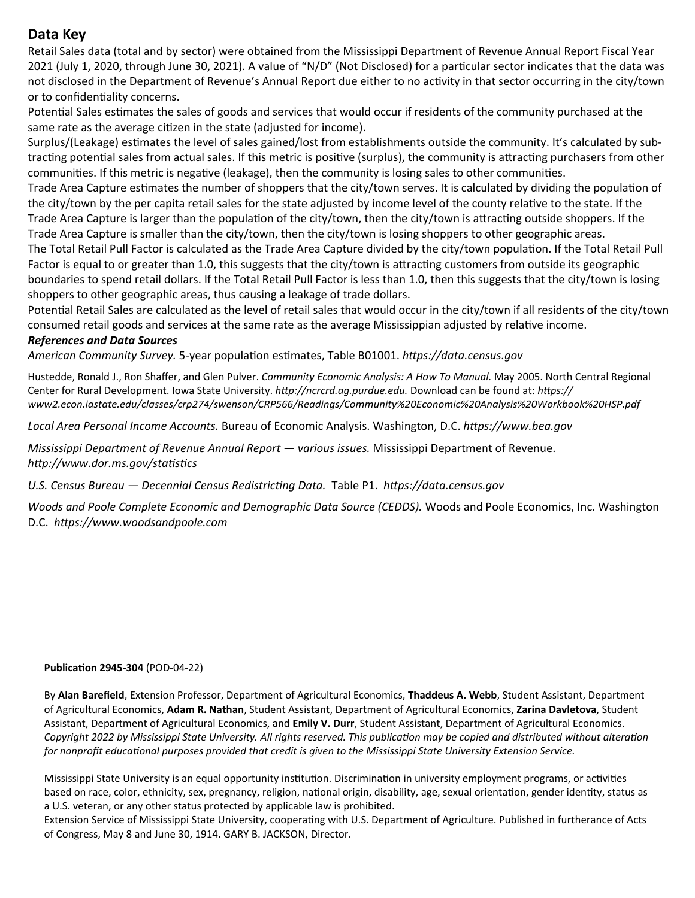## Data Key

Retail Sales data (total and by sector) were obtained from the Mississippi Department of Revenue Annual Report Fiscal Year 2021 (July 1, 2020, through June 30, 2021). A value of "N/D" (Not Disclosed) for a particular sector indicates that the data was not disclosed in the Department of Revenue's Annual Report due either to no activity in that sector occurring in the city/town or to confidentiality concerns.

Potential Sales estimates the sales of goods and services that would occur if residents of the community purchased at the same rate as the average citizen in the state (adjusted for income).

Surplus/(Leakage) estimates the level of sales gained/lost from establishments outside the community. It's calculated by subtracting potential sales from actual sales. If this metric is positive (surplus), the community is attracting purchasers from other communities. If this metric is negative (leakage), then the community is losing sales to other communities.

Trade Area Capture estimates the number of shoppers that the city/town serves. It is calculated by dividing the population of the city/town by the per capita retail sales for the state adjusted by income level of the county relative to the state. If the Trade Area Capture is larger than the population of the city/town, then the city/town is attracting outside shoppers. If the Trade Area Capture is smaller than the city/town, then the city/town is losing shoppers to other geographic areas.

The Total Retail Pull Factor is calculated as the Trade Area Capture divided by the city/town population. If the Total Retail Pull Factor is equal to or greater than 1.0, this suggests that the city/town is attracting customers from outside its geographic boundaries to spend retail dollars. If the Total Retail Pull Factor is less than 1.0, then this suggests that the city/town is losing shoppers to other geographic areas, thus causing a leakage of trade dollars.

Potential Retail Sales are calculated as the level of retail sales that would occur in the city/town if all residents of the city/town consumed retail goods and services at the same rate as the average Mississippian adjusted by relative income.

### *References and Data Sources*

*American Community Survey.* 5-year population estimates, Table B01001. *https://data.census.gov*

Hustedde, Ronald J., Ron Shaffer, and Glen Pulver. *Community Economic Analysis: A How To Manual.* May 2005. North Central Regional Center for Rural Development. Iowa State University. *http://ncrcrd.ag.purdue.edu.* Download can be found at: *https://www2.econ.iastate.edu/classes/crp274/swenson/CRP566/Readings/Community%20Economic%20Analysis%20Workbook%20HSP.pdf*

*Local Area Personal Income Accounts.* Bureau of Economic Analysis. Washington, D.C. *https://www.bea.gov*

*Mississippi Department of Revenue Annual Report — various issues.* Mississippi Department of Revenue. *http://www.dor.ms.gov/statistics*

*U.S. Census Bureau — Decennial Census Redistricting Data.* Table P1. *https://data.census.gov*

*Woods and Poole Complete Economic and Demographic Data Source (CEDDS).* Woods and Poole Economics, Inc. Washington D.C. *https://www.woodsandpoole.com*

**Publication 2945-304** (POD-04-22)

By **Alan Barefield**, Extension Professor, Department of Agricultural Economics, **Thaddeus A. Webb**, Student Assistant, Department of Agricultural Economics, **Adam R. Nathan**, Student Assistant, Department of Agricultural Economics, **Zarina Davletova**, Student Assistant, Department of Agricultural Economics, and **Emily V. Durr**, Student Assistant, Department of Agricultural Economics. *Copyright 2022 by Mississippi State University. All rights reserved. This publication may be copied and distributed without alteration for nonprofit educational purposes provided that credit is given to the Mississippi State University Extension Service.*

Mississippi State University is an equal opportunity institution. Discrimination in university employment programs, or activities based on race, color, ethnicity, sex, pregnancy, religion, national origin, disability, age, sexual orientation, gender identity, status as a U.S. veteran, or any other status protected by applicable law is prohibited.
Extension Service of Mississippi State University, cooperating with U.S. Department of Agriculture. Published in furtherance of Acts of Congress, May 8 and June 30, 1914. GARY B. JACKSON, Director.